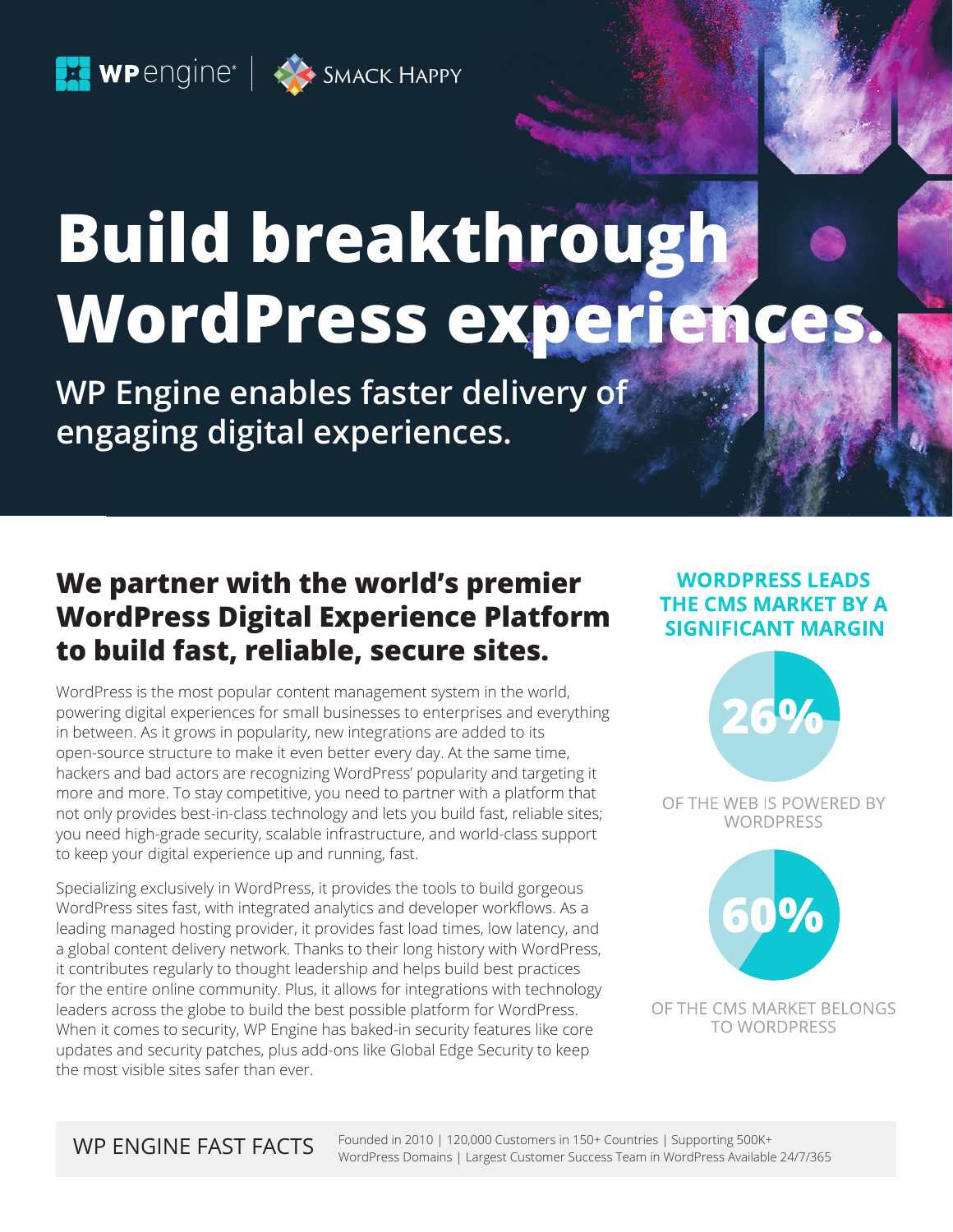WP engine | Smack Happy

# Build breakthrough WordPress experiences.

## WP Engine enables faster delivery of engaging digital experiences.

## We partner with the world's premier WordPress Digital Experience Platform to build fast, reliable, secure sites.

WordPress is the most popular content management system in the world, powering digital experiences for small businesses to enterprises and everything in between. As it grows in popularity, new integrations are added to its open-source structure to make it even better every day. At the same time, hackers and bad actors are recognizing WordPress' popularity and targeting it more and more. To stay competitive, you need to partner with a platform that not only provides best-in-class technology and lets you build fast, reliable sites; you need high-grade security, scalable infrastructure, and world-class support to keep your digital experience up and running, fast.

Specializing exclusively in WordPress, it provides the tools to build gorgeous WordPress sites fast, with integrated analytics and developer workflows. As a leading managed hosting provider, it provides fast load times, low latency, and a global content delivery network. Thanks to their long history with WordPress, it contributes regularly to thought leadership and helps build best practices for the entire online community. Plus, it allows for integrations with technology leaders across the globe to build the best possible platform for WordPress. When it comes to security, WP Engine has baked-in security features like core updates and security patches, plus add-ons like Global Edge Security to keep the most visible sites safer than ever.

### WORDPRESS LEADS THE CMS MARKET BY A SIGNIFICANT MARGIN

**26%**

OF THE WEB IS POWERED BY WORDPRESS

**60%**

OF THE CMS MARKET BELONGS TO WORDPRESS

**WP ENGINE FAST FACTS**

Founded in 2010 | 120,000 Customers in 150+ Countries | Supporting 500K+ WordPress Domains | Largest Customer Success Team in WordPress Available 24/7/365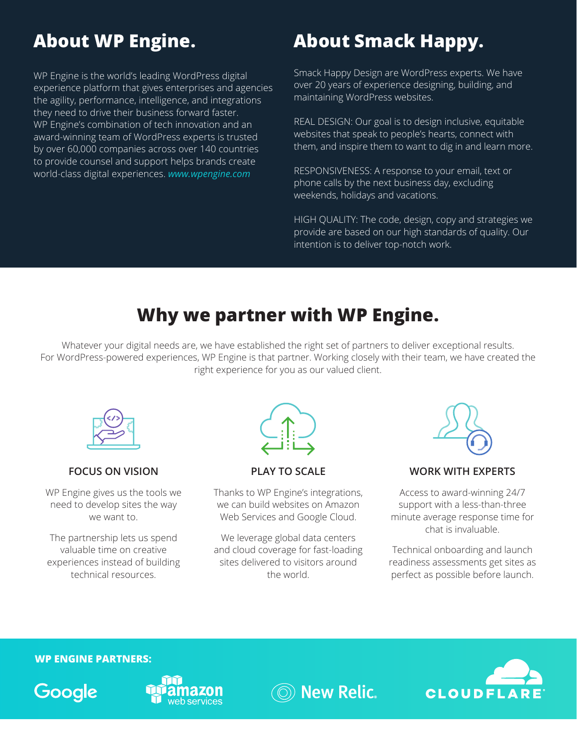## About WP Engine.

WP Engine is the world's leading WordPress digital experience platform that gives enterprises and agencies the agility, performance, intelligence, and integrations they need to drive their business forward faster. WP Engine's combination of tech innovation and an award-winning team of WordPress experts is trusted by over 60,000 companies across over 140 countries to provide counsel and support helps brands create world-class digital experiences. *www.wpengine.com*

## About Smack Happy.

Smack Happy Design are WordPress experts. We have over 20 years of experience designing, building, and maintaining WordPress websites.

REAL DESIGN: Our goal is to design inclusive, equitable websites that speak to people's hearts, connect with them, and inspire them to want to dig in and learn more.

RESPONSIVENESS: A response to your email, text or phone calls by the next business day, excluding weekends, holidays and vacations.

HIGH QUALITY: The code, design, copy and strategies we provide are based on our high standards of quality. Our intention is to deliver top-notch work.

## Why we partner with WP Engine.

Whatever your digital needs are, we have established the right set of partners to deliver exceptional results. For WordPress-powered experiences, WP Engine is that partner. Working closely with their team, we have created the right experience for you as our valued client.

### FOCUS ON VISION

WP Engine gives us the tools we need to develop sites the way we want to.

The partnership lets us spend valuable time on creative experiences instead of building technical resources.

### PLAY TO SCALE

Thanks to WP Engine's integrations, we can build websites on Amazon Web Services and Google Cloud.

We leverage global data centers and cloud coverage for fast-loading sites delivered to visitors around the world.

### WORK WITH EXPERTS

Access to award-winning 24/7 support with a less-than-three minute average response time for chat is invaluable.

Technical onboarding and launch readiness assessments get sites as perfect as possible before launch.

**WP ENGINE PARTNERS:**

Google | amazon web services | New Relic | CLOUDFLARE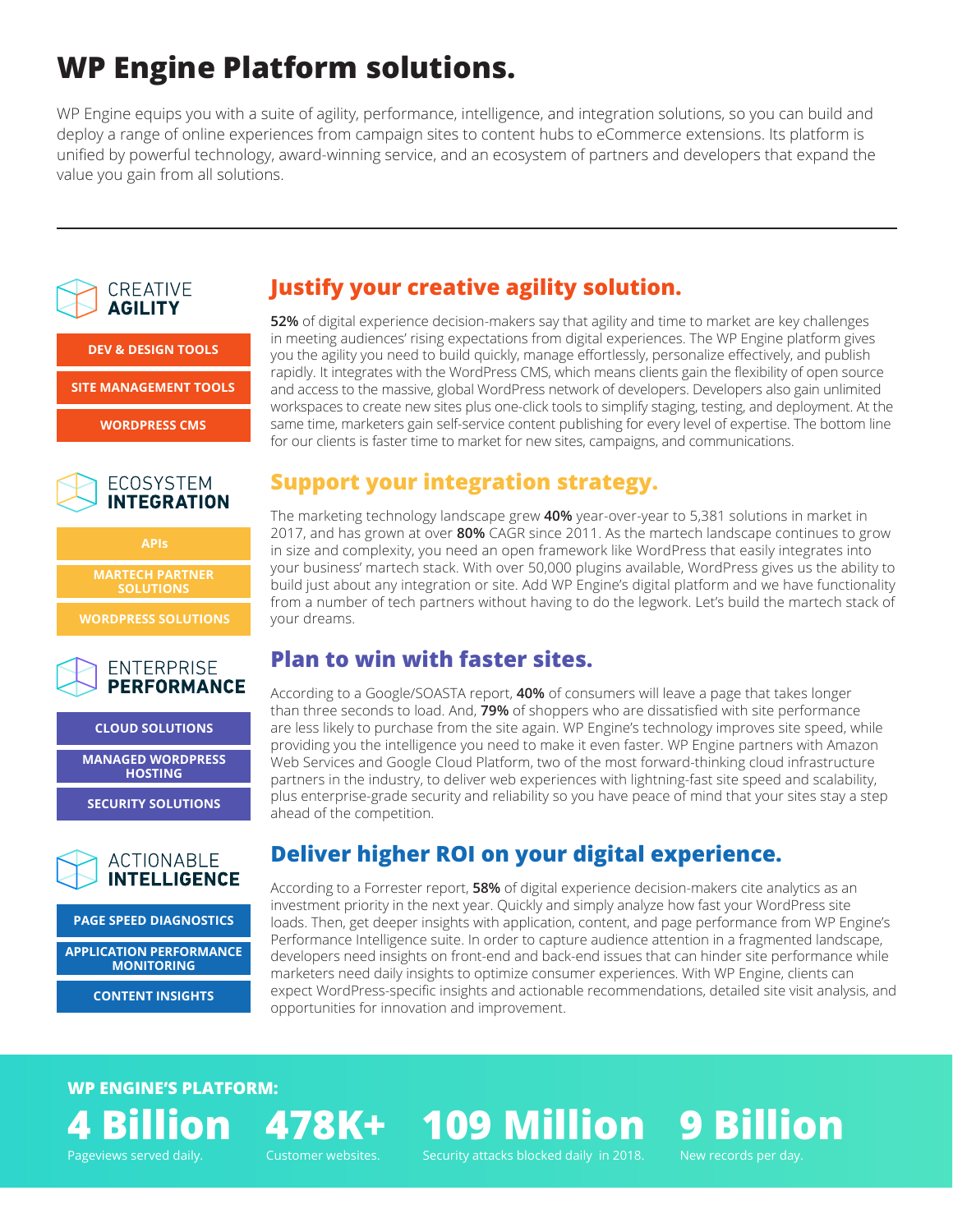# WP Engine Platform solutions.

WP Engine equips you with a suite of agility, performance, intelligence, and integration solutions, so you can build and deploy a range of online experiences from campaign sites to content hubs to eCommerce extensions. Its platform is unified by powerful technology, award-winning service, and an ecosystem of partners and developers that expand the value you gain from all solutions.

---

### CREATIVE AGILITY

- DEV & DESIGN TOOLS
- SITE MANAGEMENT TOOLS
- WORDPRESS CMS

## Justify your creative agility solution.

**52%** of digital experience decision-makers say that agility and time to market are key challenges in meeting audiences' rising expectations from digital experiences. The WP Engine platform gives you the agility you need to build quickly, manage effortlessly, personalize effectively, and publish rapidly. It integrates with the WordPress CMS, which means clients gain the flexibility of open source and access to the massive, global WordPress network of developers. Developers also gain unlimited workspaces to create new sites plus one-click tools to simplify staging, testing, and deployment. At the same time, marketers gain self-service content publishing for every level of expertise. The bottom line for our clients is faster time to market for new sites, campaigns, and communications.

### ECOSYSTEM INTEGRATION

- APIs
- MARTECH PARTNER SOLUTIONS
- WORDPRESS SOLUTIONS

## Support your integration strategy.

The marketing technology landscape grew **40%** year-over-year to 5,381 solutions in market in 2017, and has grown at over **80%** CAGR since 2011. As the martech landscape continues to grow in size and complexity, you need an open framework like WordPress that easily integrates into your business' martech stack. With over 50,000 plugins available, WordPress gives us the ability to build just about any integration or site. Add WP Engine's digital platform and we have functionality from a number of tech partners without having to do the legwork. Let's build the martech stack of your dreams.

### ENTERPRISE PERFORMANCE

- CLOUD SOLUTIONS
- MANAGED WORDPRESS HOSTING
- SECURITY SOLUTIONS

## Plan to win with faster sites.

According to a Google/SOASTA report, **40%** of consumers will leave a page that takes longer than three seconds to load. And, **79%** of shoppers who are dissatisfied with site performance are less likely to purchase from the site again. WP Engine's technology improves site speed, while providing you the intelligence you need to make it even faster. WP Engine partners with Amazon Web Services and Google Cloud Platform, two of the most forward-thinking cloud infrastructure partners in the industry, to deliver web experiences with lightning-fast site speed and scalability, plus enterprise-grade security and reliability so you have peace of mind that your sites stay a step ahead of the competition.

### ACTIONABLE INTELLIGENCE

- PAGE SPEED DIAGNOSTICS
- APPLICATION PERFORMANCE MONITORING
- CONTENT INSIGHTS

## Deliver higher ROI on your digital experience.

According to a Forrester report, **58%** of digital experience decision-makers cite analytics as an investment priority in the next year. Quickly and simply analyze how fast your WordPress site loads. Then, get deeper insights with application, content, and page performance from WP Engine's Performance Intelligence suite. In order to capture audience attention in a fragmented landscape, developers need insights on front-end and back-end issues that can hinder site performance while marketers need daily insights to optimize consumer experiences. With WP Engine, clients can expect WordPress-specific insights and actionable recommendations, detailed site visit analysis, and opportunities for innovation and improvement.

---

**WP ENGINE'S PLATFORM:**

**4 Billion**
Pageviews served daily.

**478K+**
Customer websites.

**109 Million**
Security attacks blocked daily in 2018.

**9 Billion**
New records per day.